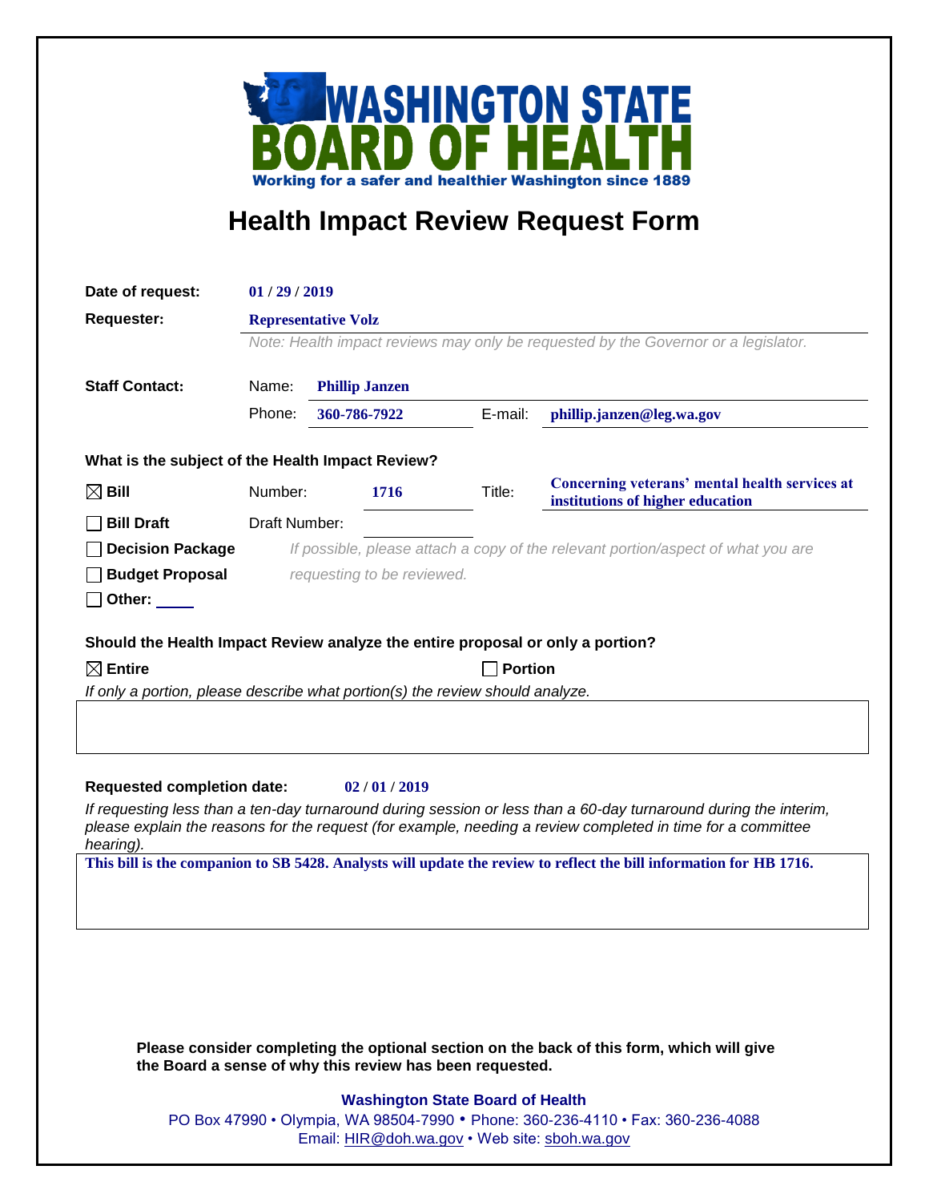# WASHINGTON STATE BOARD OF HEALTH

Working for a safer and healthier Washington since 1889

# Health Impact Review Request Form

**Date of request:** 01 / 29 / 2019

**Requester:** Representative Volz

*Note: Health impact reviews may only be requested by the Governor or a legislator.*

**Staff Contact:**

Name: Phillip Janzen

Phone: 360-786-7922 E-mail: phillip.janzen@leg.wa.gov

**What is the subject of the Health Impact Review?**

☒ **Bill** Number: 1716 Title: Concerning veterans' mental health services at institutions of higher education

☐ **Bill Draft** Draft Number:

☐ **Decision Package**

☐ **Budget Proposal**

☐ **Other:** ____

*If possible, please attach a copy of the relevant portion/aspect of what you are requesting to be reviewed.*

**Should the Health Impact Review analyze the entire proposal or only a portion?**

☒ **Entire** ☐ **Portion**

*If only a portion, please describe what portion(s) the review should analyze.*

**Requested completion date:** 02 / 01 / 2019

*If requesting less than a ten-day turnaround during session or less than a 60-day turnaround during the interim, please explain the reasons for the request (for example, needing a review completed in time for a committee hearing).*

This bill is the companion to SB 5428. Analysts will update the review to reflect the bill information for HB 1716.

**Please consider completing the optional section on the back of this form, which will give the Board a sense of why this review has been requested.**

**Washington State Board of Health**

PO Box 47990 • Olympia, WA 98504-7990 • Phone: 360-236-4110 • Fax: 360-236-4088

Email: HIR@doh.wa.gov • Web site: sboh.wa.gov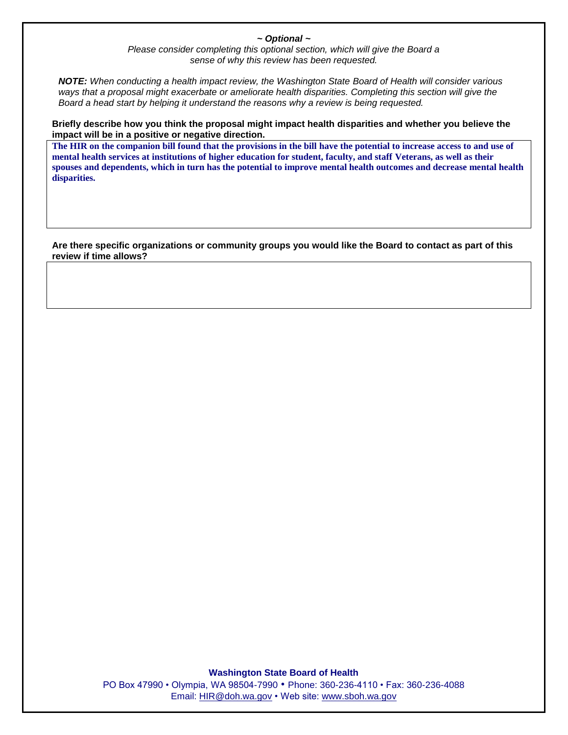***~ Optional ~***

*Please consider completing this optional section, which will give the Board a sense of why this review has been requested.*

***NOTE:*** *When conducting a health impact review, the Washington State Board of Health will consider various ways that a proposal might exacerbate or ameliorate health disparities. Completing this section will give the Board a head start by helping it understand the reasons why a review is being requested.*

**Briefly describe how you think the proposal might impact health disparities and whether you believe the impact will be in a positive or negative direction.**

**The HIR on the companion bill found that the provisions in the bill have the potential to increase access to and use of mental health services at institutions of higher education for student, faculty, and staff Veterans, as well as their spouses and dependents, which in turn has the potential to improve mental health outcomes and decrease mental health disparities.**

**Are there specific organizations or community groups you would like the Board to contact as part of this review if time allows?**

**Washington State Board of Health**

PO Box 47990 • Olympia, WA 98504-7990 • Phone: 360-236-4110 • Fax: 360-236-4088

Email: HIR@doh.wa.gov • Web site: www.sboh.wa.gov